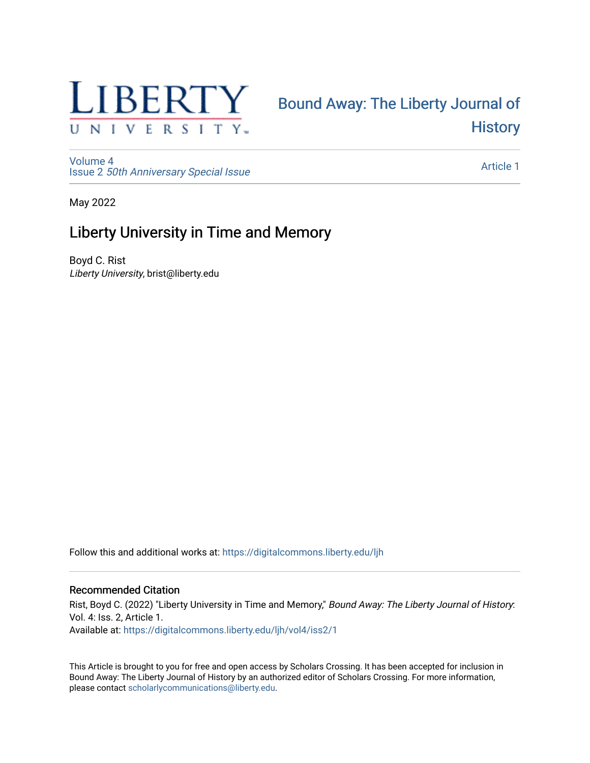Bound Away: The Liberty Journal of History

Volume 4
Issue 2 *50th Anniversary Special Issue*

Article 1

May 2022

# Liberty University in Time and Memory

Boyd C. Rist
*Liberty University*, brist@liberty.edu

Follow this and additional works at: https://digitalcommons.liberty.edu/ljh

## Recommended Citation

Rist, Boyd C. (2022) "Liberty University in Time and Memory," *Bound Away: The Liberty Journal of History*: Vol. 4: Iss. 2, Article 1.
Available at: https://digitalcommons.liberty.edu/ljh/vol4/iss2/1

This Article is brought to you for free and open access by Scholars Crossing. It has been accepted for inclusion in Bound Away: The Liberty Journal of History by an authorized editor of Scholars Crossing. For more information, please contact scholarlycommunications@liberty.edu.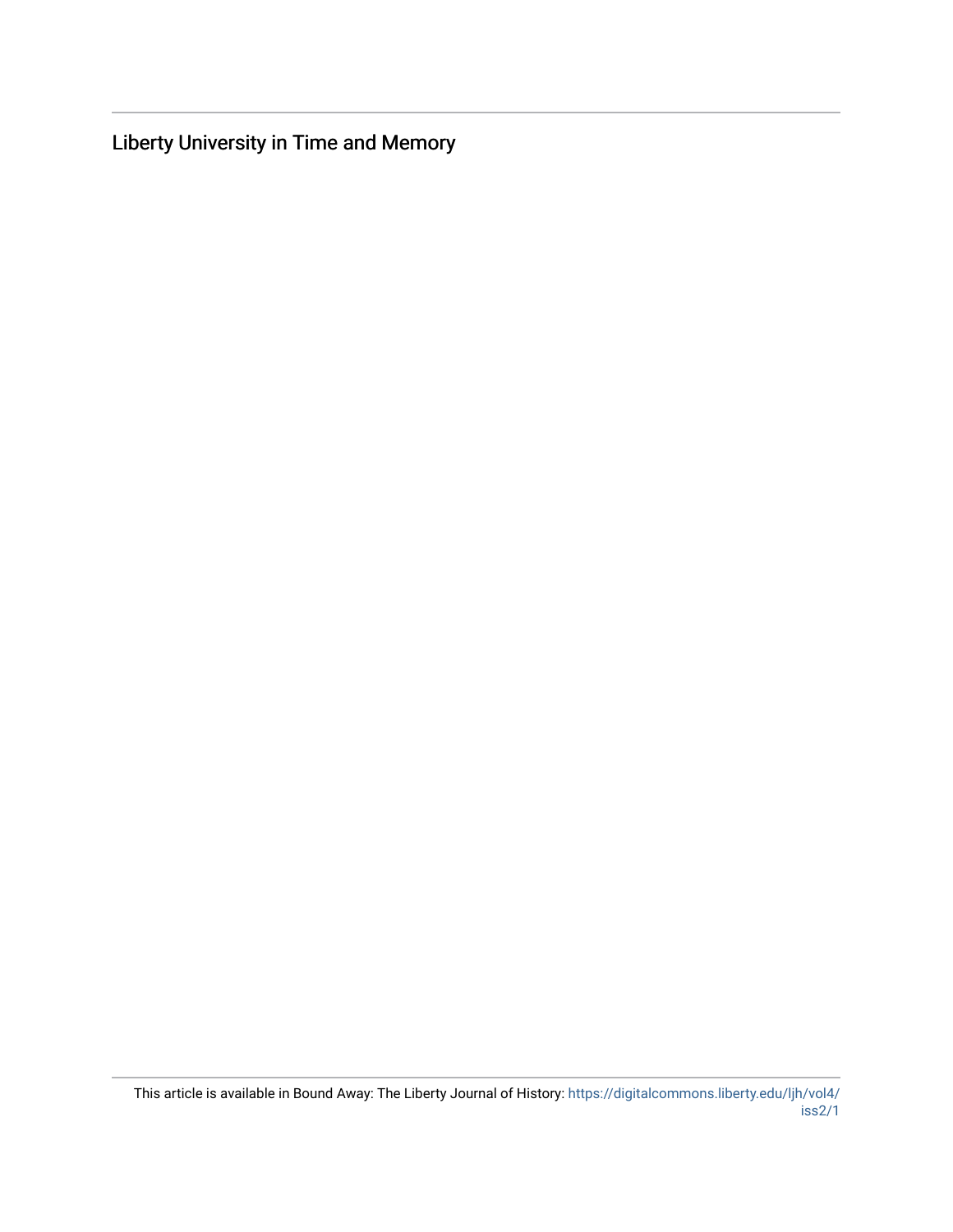Liberty University in Time and Memory

This article is available in Bound Away: The Liberty Journal of History: https://digitalcommons.liberty.edu/ljh/vol4/iss2/1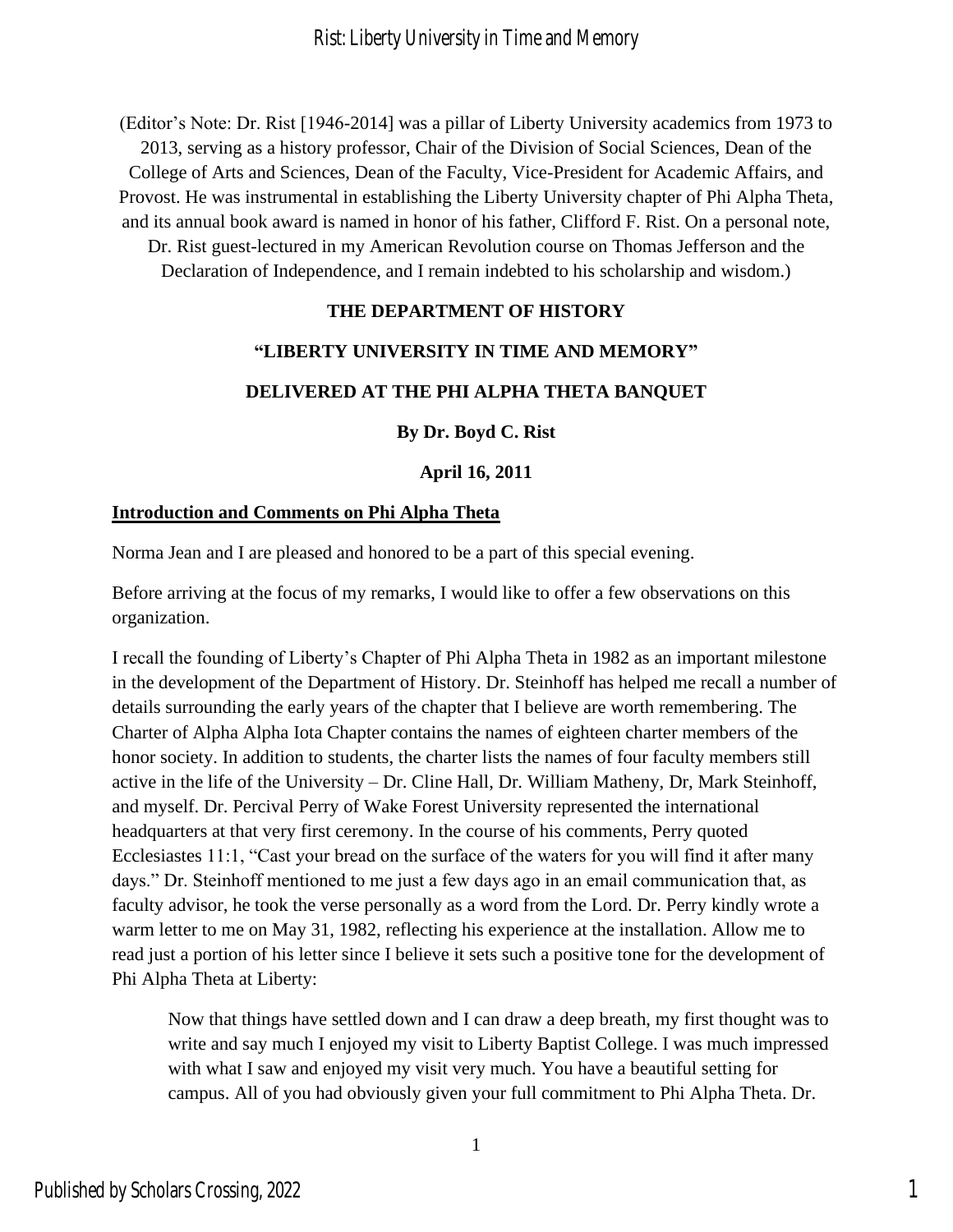(Editor's Note: Dr. Rist [1946-2014] was a pillar of Liberty University academics from 1973 to 2013, serving as a history professor, Chair of the Division of Social Sciences, Dean of the College of Arts and Sciences, Dean of the Faculty, Vice-President for Academic Affairs, and Provost. He was instrumental in establishing the Liberty University chapter of Phi Alpha Theta, and its annual book award is named in honor of his father, Clifford F. Rist. On a personal note, Dr. Rist guest-lectured in my American Revolution course on Thomas Jefferson and the Declaration of Independence, and I remain indebted to his scholarship and wisdom.)

**THE DEPARTMENT OF HISTORY**

**"LIBERTY UNIVERSITY IN TIME AND MEMORY"**

**DELIVERED AT THE PHI ALPHA THETA BANQUET**

**By Dr. Boyd C. Rist**

**April 16, 2011**

## Introduction and Comments on Phi Alpha Theta

Norma Jean and I are pleased and honored to be a part of this special evening.

Before arriving at the focus of my remarks, I would like to offer a few observations on this organization.

I recall the founding of Liberty's Chapter of Phi Alpha Theta in 1982 as an important milestone in the development of the Department of History. Dr. Steinhoff has helped me recall a number of details surrounding the early years of the chapter that I believe are worth remembering. The Charter of Alpha Alpha Iota Chapter contains the names of eighteen charter members of the honor society. In addition to students, the charter lists the names of four faculty members still active in the life of the University – Dr. Cline Hall, Dr. William Matheny, Dr, Mark Steinhoff, and myself. Dr. Percival Perry of Wake Forest University represented the international headquarters at that very first ceremony. In the course of his comments, Perry quoted Ecclesiastes 11:1, "Cast your bread on the surface of the waters for you will find it after many days." Dr. Steinhoff mentioned to me just a few days ago in an email communication that, as faculty advisor, he took the verse personally as a word from the Lord. Dr. Perry kindly wrote a warm letter to me on May 31, 1982, reflecting his experience at the installation. Allow me to read just a portion of his letter since I believe it sets such a positive tone for the development of Phi Alpha Theta at Liberty:

> Now that things have settled down and I can draw a deep breath, my first thought was to write and say much I enjoyed my visit to Liberty Baptist College. I was much impressed with what I saw and enjoyed my visit very much. You have a beautiful setting for campus. All of you had obviously given your full commitment to Phi Alpha Theta. Dr.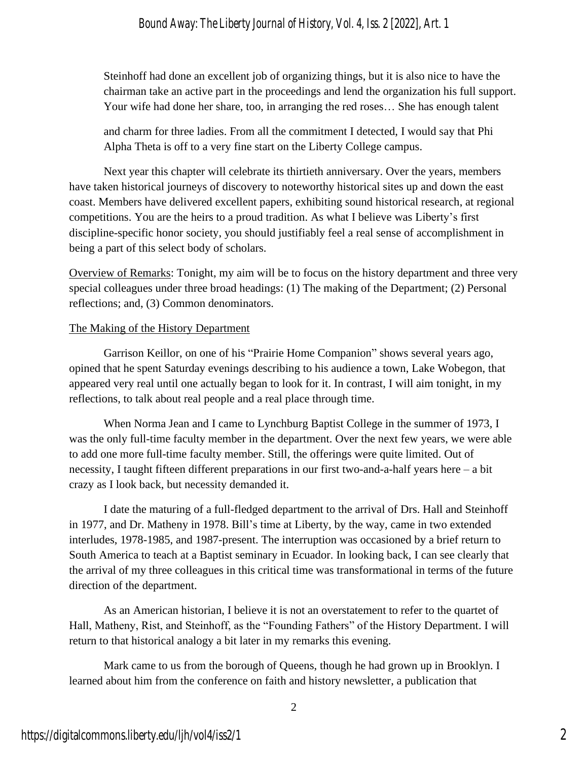Steinhoff had done an excellent job of organizing things, but it is also nice to have the chairman take an active part in the proceedings and lend the organization his full support. Your wife had done her share, too, in arranging the red roses… She has enough talent and charm for three ladies. From all the commitment I detected, I would say that Phi Alpha Theta is off to a very fine start on the Liberty College campus.

Next year this chapter will celebrate its thirtieth anniversary. Over the years, members have taken historical journeys of discovery to noteworthy historical sites up and down the east coast. Members have delivered excellent papers, exhibiting sound historical research, at regional competitions. You are the heirs to a proud tradition. As what I believe was Liberty's first discipline-specific honor society, you should justifiably feel a real sense of accomplishment in being a part of this select body of scholars.

Overview of Remarks: Tonight, my aim will be to focus on the history department and three very special colleagues under three broad headings: (1) The making of the Department; (2) Personal reflections; and, (3) Common denominators.

## The Making of the History Department

Garrison Keillor, on one of his "Prairie Home Companion" shows several years ago, opined that he spent Saturday evenings describing to his audience a town, Lake Wobegon, that appeared very real until one actually began to look for it. In contrast, I will aim tonight, in my reflections, to talk about real people and a real place through time.

When Norma Jean and I came to Lynchburg Baptist College in the summer of 1973, I was the only full-time faculty member in the department. Over the next few years, we were able to add one more full-time faculty member. Still, the offerings were quite limited. Out of necessity, I taught fifteen different preparations in our first two-and-a-half years here – a bit crazy as I look back, but necessity demanded it.

I date the maturing of a full-fledged department to the arrival of Drs. Hall and Steinhoff in 1977, and Dr. Matheny in 1978. Bill's time at Liberty, by the way, came in two extended interludes, 1978-1985, and 1987-present. The interruption was occasioned by a brief return to South America to teach at a Baptist seminary in Ecuador. In looking back, I can see clearly that the arrival of my three colleagues in this critical time was transformational in terms of the future direction of the department.

As an American historian, I believe it is not an overstatement to refer to the quartet of Hall, Matheny, Rist, and Steinhoff, as the "Founding Fathers" of the History Department. I will return to that historical analogy a bit later in my remarks this evening.

Mark came to us from the borough of Queens, though he had grown up in Brooklyn. I learned about him from the conference on faith and history newsletter, a publication that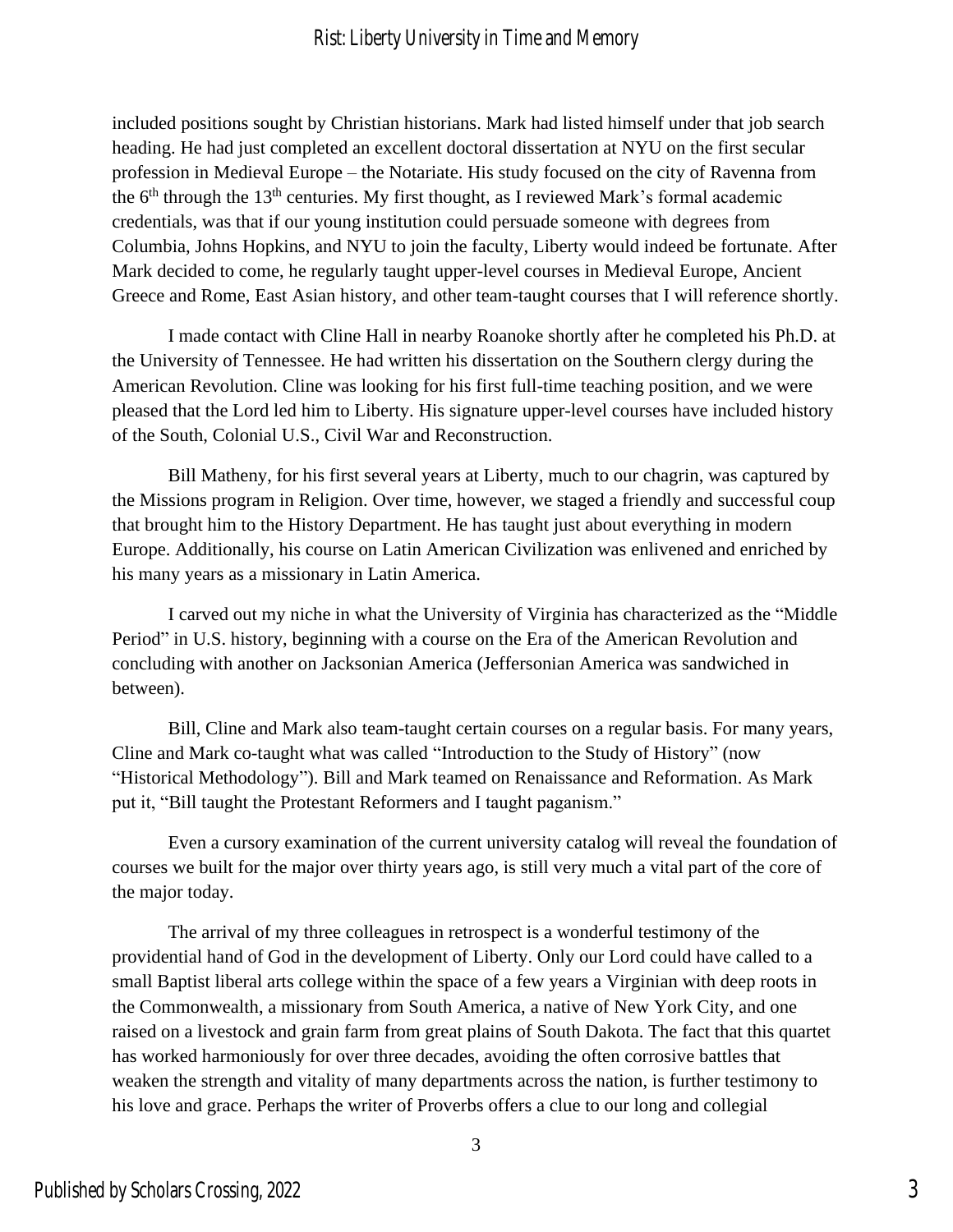included positions sought by Christian historians. Mark had listed himself under that job search heading. He had just completed an excellent doctoral dissertation at NYU on the first secular profession in Medieval Europe – the Notariate. His study focused on the city of Ravenna from the 6th through the 13th centuries. My first thought, as I reviewed Mark's formal academic credentials, was that if our young institution could persuade someone with degrees from Columbia, Johns Hopkins, and NYU to join the faculty, Liberty would indeed be fortunate. After Mark decided to come, he regularly taught upper-level courses in Medieval Europe, Ancient Greece and Rome, East Asian history, and other team-taught courses that I will reference shortly.

I made contact with Cline Hall in nearby Roanoke shortly after he completed his Ph.D. at the University of Tennessee. He had written his dissertation on the Southern clergy during the American Revolution. Cline was looking for his first full-time teaching position, and we were pleased that the Lord led him to Liberty. His signature upper-level courses have included history of the South, Colonial U.S., Civil War and Reconstruction.

Bill Matheny, for his first several years at Liberty, much to our chagrin, was captured by the Missions program in Religion. Over time, however, we staged a friendly and successful coup that brought him to the History Department. He has taught just about everything in modern Europe. Additionally, his course on Latin American Civilization was enlivened and enriched by his many years as a missionary in Latin America.

I carved out my niche in what the University of Virginia has characterized as the "Middle Period" in U.S. history, beginning with a course on the Era of the American Revolution and concluding with another on Jacksonian America (Jeffersonian America was sandwiched in between).

Bill, Cline and Mark also team-taught certain courses on a regular basis. For many years, Cline and Mark co-taught what was called "Introduction to the Study of History" (now "Historical Methodology"). Bill and Mark teamed on Renaissance and Reformation. As Mark put it, "Bill taught the Protestant Reformers and I taught paganism."

Even a cursory examination of the current university catalog will reveal the foundation of courses we built for the major over thirty years ago, is still very much a vital part of the core of the major today.

The arrival of my three colleagues in retrospect is a wonderful testimony of the providential hand of God in the development of Liberty. Only our Lord could have called to a small Baptist liberal arts college within the space of a few years a Virginian with deep roots in the Commonwealth, a missionary from South America, a native of New York City, and one raised on a livestock and grain farm from great plains of South Dakota. The fact that this quartet has worked harmoniously for over three decades, avoiding the often corrosive battles that weaken the strength and vitality of many departments across the nation, is further testimony to his love and grace. Perhaps the writer of Proverbs offers a clue to our long and collegial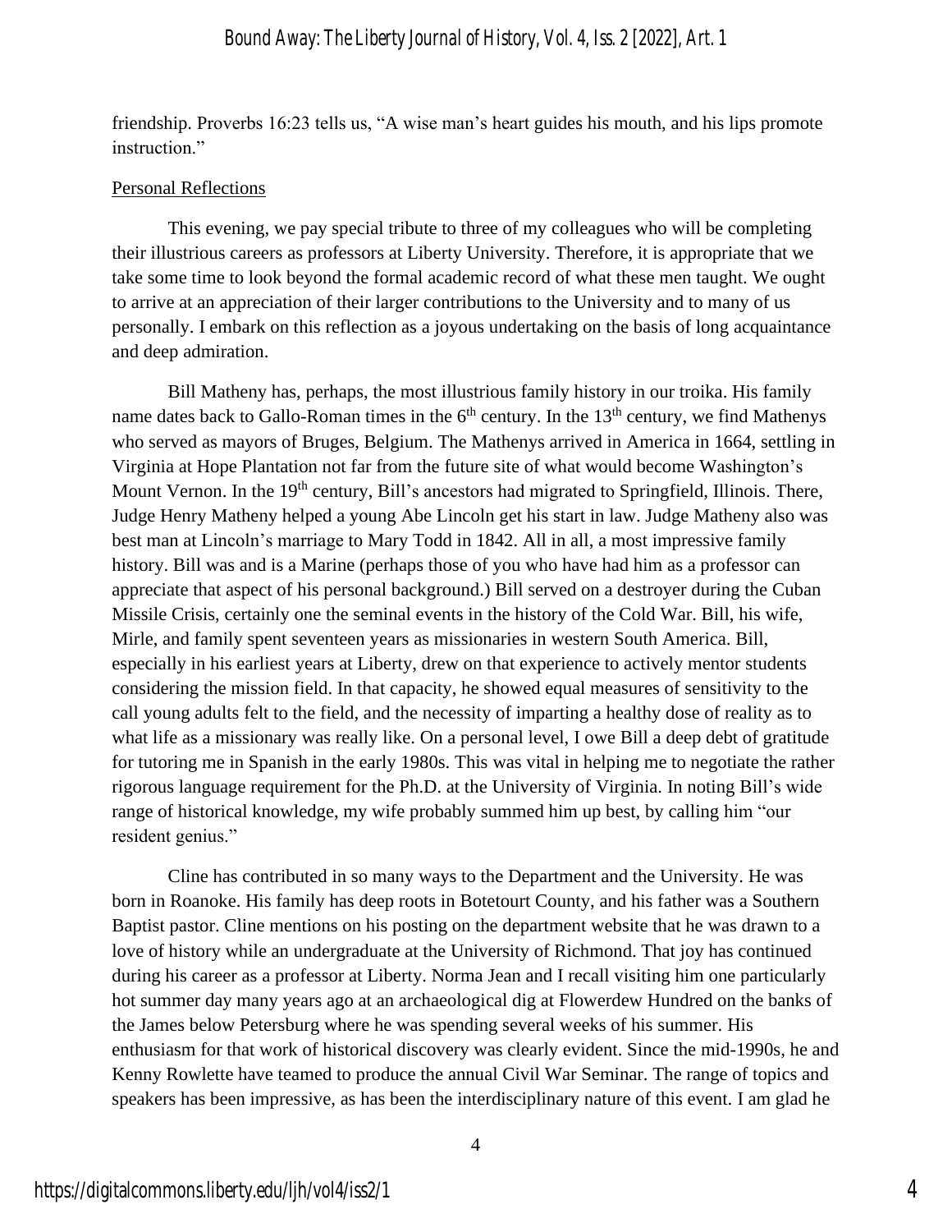friendship. Proverbs 16:23 tells us, “A wise man’s heart guides his mouth, and his lips promote instruction.”

Personal Reflections

This evening, we pay special tribute to three of my colleagues who will be completing their illustrious careers as professors at Liberty University. Therefore, it is appropriate that we take some time to look beyond the formal academic record of what these men taught. We ought to arrive at an appreciation of their larger contributions to the University and to many of us personally. I embark on this reflection as a joyous undertaking on the basis of long acquaintance and deep admiration.

Bill Matheny has, perhaps, the most illustrious family history in our troika. His family name dates back to Gallo-Roman times in the 6th century. In the 13th century, we find Mathenys who served as mayors of Bruges, Belgium. The Mathenys arrived in America in 1664, settling in Virginia at Hope Plantation not far from the future site of what would become Washington’s Mount Vernon. In the 19th century, Bill’s ancestors had migrated to Springfield, Illinois. There, Judge Henry Matheny helped a young Abe Lincoln get his start in law. Judge Matheny also was best man at Lincoln’s marriage to Mary Todd in 1842. All in all, a most impressive family history. Bill was and is a Marine (perhaps those of you who have had him as a professor can appreciate that aspect of his personal background.) Bill served on a destroyer during the Cuban Missile Crisis, certainly one the seminal events in the history of the Cold War. Bill, his wife, Mirle, and family spent seventeen years as missionaries in western South America. Bill, especially in his earliest years at Liberty, drew on that experience to actively mentor students considering the mission field. In that capacity, he showed equal measures of sensitivity to the call young adults felt to the field, and the necessity of imparting a healthy dose of reality as to what life as a missionary was really like. On a personal level, I owe Bill a deep debt of gratitude for tutoring me in Spanish in the early 1980s. This was vital in helping me to negotiate the rather rigorous language requirement for the Ph.D. at the University of Virginia. In noting Bill’s wide range of historical knowledge, my wife probably summed him up best, by calling him “our resident genius.”

Cline has contributed in so many ways to the Department and the University. He was born in Roanoke. His family has deep roots in Botetourt County, and his father was a Southern Baptist pastor. Cline mentions on his posting on the department website that he was drawn to a love of history while an undergraduate at the University of Richmond. That joy has continued during his career as a professor at Liberty. Norma Jean and I recall visiting him one particularly hot summer day many years ago at an archaeological dig at Flowerdew Hundred on the banks of the James below Petersburg where he was spending several weeks of his summer. His enthusiasm for that work of historical discovery was clearly evident. Since the mid-1990s, he and Kenny Rowlette have teamed to produce the annual Civil War Seminar. The range of topics and speakers has been impressive, as has been the interdisciplinary nature of this event. I am glad he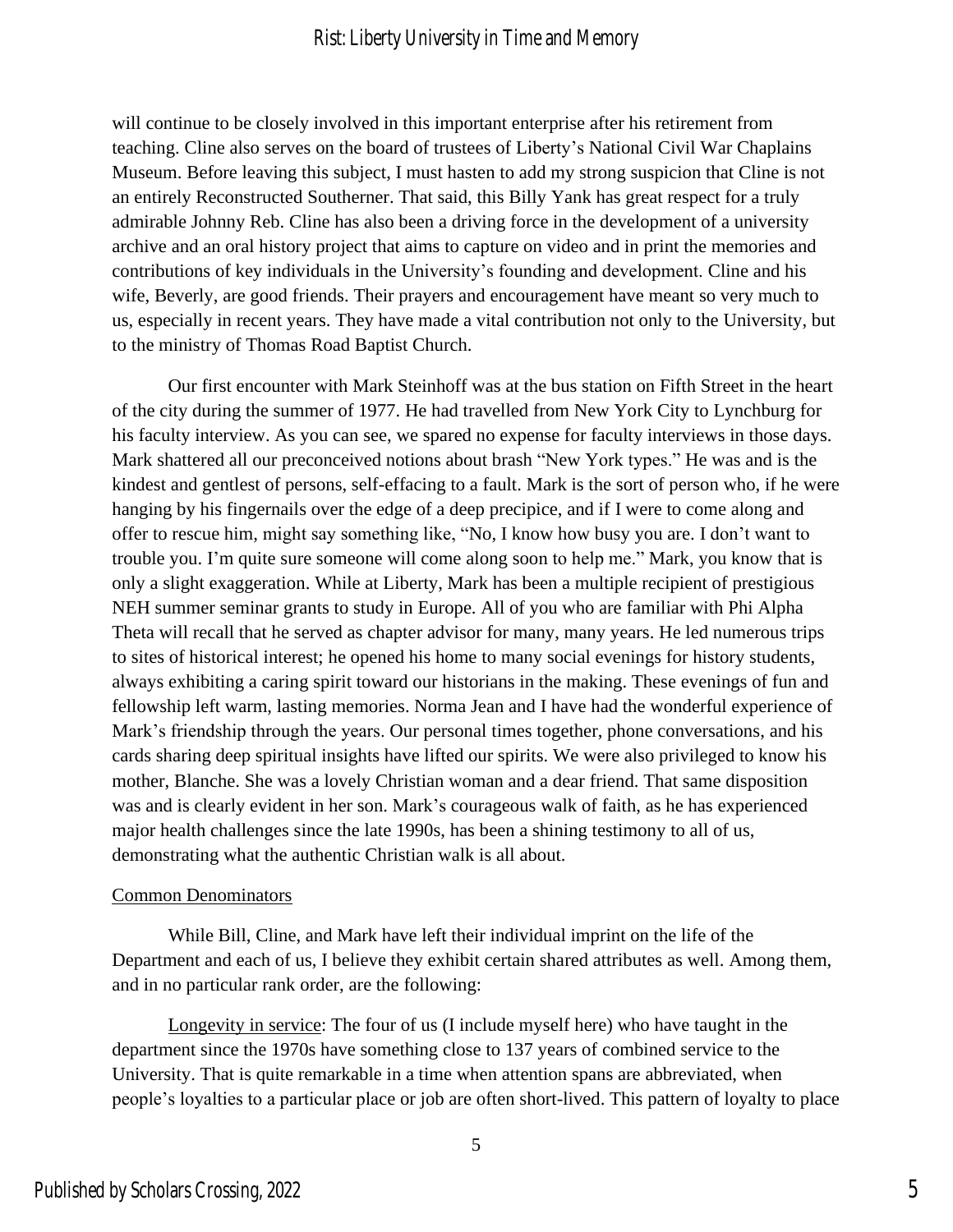will continue to be closely involved in this important enterprise after his retirement from teaching. Cline also serves on the board of trustees of Liberty's National Civil War Chaplains Museum. Before leaving this subject, I must hasten to add my strong suspicion that Cline is not an entirely Reconstructed Southerner. That said, this Billy Yank has great respect for a truly admirable Johnny Reb. Cline has also been a driving force in the development of a university archive and an oral history project that aims to capture on video and in print the memories and contributions of key individuals in the University's founding and development. Cline and his wife, Beverly, are good friends. Their prayers and encouragement have meant so very much to us, especially in recent years. They have made a vital contribution not only to the University, but to the ministry of Thomas Road Baptist Church.

Our first encounter with Mark Steinhoff was at the bus station on Fifth Street in the heart of the city during the summer of 1977. He had travelled from New York City to Lynchburg for his faculty interview. As you can see, we spared no expense for faculty interviews in those days. Mark shattered all our preconceived notions about brash "New York types." He was and is the kindest and gentlest of persons, self-effacing to a fault. Mark is the sort of person who, if he were hanging by his fingernails over the edge of a deep precipice, and if I were to come along and offer to rescue him, might say something like, "No, I know how busy you are. I don't want to trouble you. I'm quite sure someone will come along soon to help me." Mark, you know that is only a slight exaggeration. While at Liberty, Mark has been a multiple recipient of prestigious NEH summer seminar grants to study in Europe. All of you who are familiar with Phi Alpha Theta will recall that he served as chapter advisor for many, many years. He led numerous trips to sites of historical interest; he opened his home to many social evenings for history students, always exhibiting a caring spirit toward our historians in the making. These evenings of fun and fellowship left warm, lasting memories. Norma Jean and I have had the wonderful experience of Mark's friendship through the years. Our personal times together, phone conversations, and his cards sharing deep spiritual insights have lifted our spirits. We were also privileged to know his mother, Blanche. She was a lovely Christian woman and a dear friend. That same disposition was and is clearly evident in her son. Mark's courageous walk of faith, as he has experienced major health challenges since the late 1990s, has been a shining testimony to all of us, demonstrating what the authentic Christian walk is all about.

Common Denominators

While Bill, Cline, and Mark have left their individual imprint on the life of the Department and each of us, I believe they exhibit certain shared attributes as well. Among them, and in no particular rank order, are the following:

Longevity in service: The four of us (I include myself here) who have taught in the department since the 1970s have something close to 137 years of combined service to the University. That is quite remarkable in a time when attention spans are abbreviated, when people's loyalties to a particular place or job are often short-lived. This pattern of loyalty to place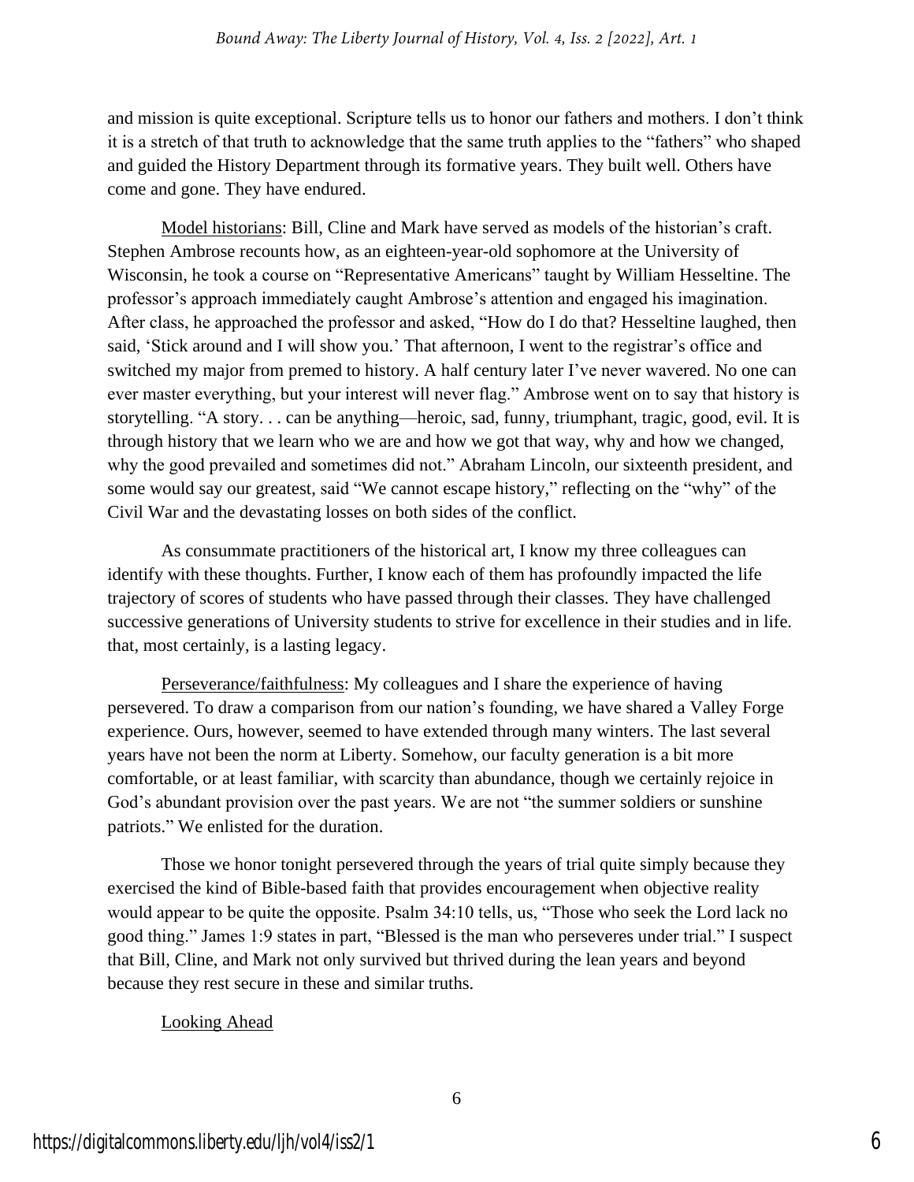and mission is quite exceptional. Scripture tells us to honor our fathers and mothers. I don't think it is a stretch of that truth to acknowledge that the same truth applies to the "fathers" who shaped and guided the History Department through its formative years. They built well. Others have come and gone. They have endured.

Model historians: Bill, Cline and Mark have served as models of the historian's craft. Stephen Ambrose recounts how, as an eighteen-year-old sophomore at the University of Wisconsin, he took a course on "Representative Americans" taught by William Hesseltine. The professor's approach immediately caught Ambrose's attention and engaged his imagination. After class, he approached the professor and asked, "How do I do that? Hesseltine laughed, then said, 'Stick around and I will show you.' That afternoon, I went to the registrar's office and switched my major from premed to history. A half century later I've never wavered. No one can ever master everything, but your interest will never flag." Ambrose went on to say that history is storytelling. "A story. . . can be anything—heroic, sad, funny, triumphant, tragic, good, evil. It is through history that we learn who we are and how we got that way, why and how we changed, why the good prevailed and sometimes did not." Abraham Lincoln, our sixteenth president, and some would say our greatest, said "We cannot escape history," reflecting on the "why" of the Civil War and the devastating losses on both sides of the conflict.

As consummate practitioners of the historical art, I know my three colleagues can identify with these thoughts. Further, I know each of them has profoundly impacted the life trajectory of scores of students who have passed through their classes. They have challenged successive generations of University students to strive for excellence in their studies and in life. that, most certainly, is a lasting legacy.

Perseverance/faithfulness: My colleagues and I share the experience of having persevered. To draw a comparison from our nation's founding, we have shared a Valley Forge experience. Ours, however, seemed to have extended through many winters. The last several years have not been the norm at Liberty. Somehow, our faculty generation is a bit more comfortable, or at least familiar, with scarcity than abundance, though we certainly rejoice in God's abundant provision over the past years. We are not "the summer soldiers or sunshine patriots." We enlisted for the duration.

Those we honor tonight persevered through the years of trial quite simply because they exercised the kind of Bible-based faith that provides encouragement when objective reality would appear to be quite the opposite. Psalm 34:10 tells, us, "Those who seek the Lord lack no good thing." James 1:9 states in part, "Blessed is the man who perseveres under trial." I suspect that Bill, Cline, and Mark not only survived but thrived during the lean years and beyond because they rest secure in these and similar truths.

Looking Ahead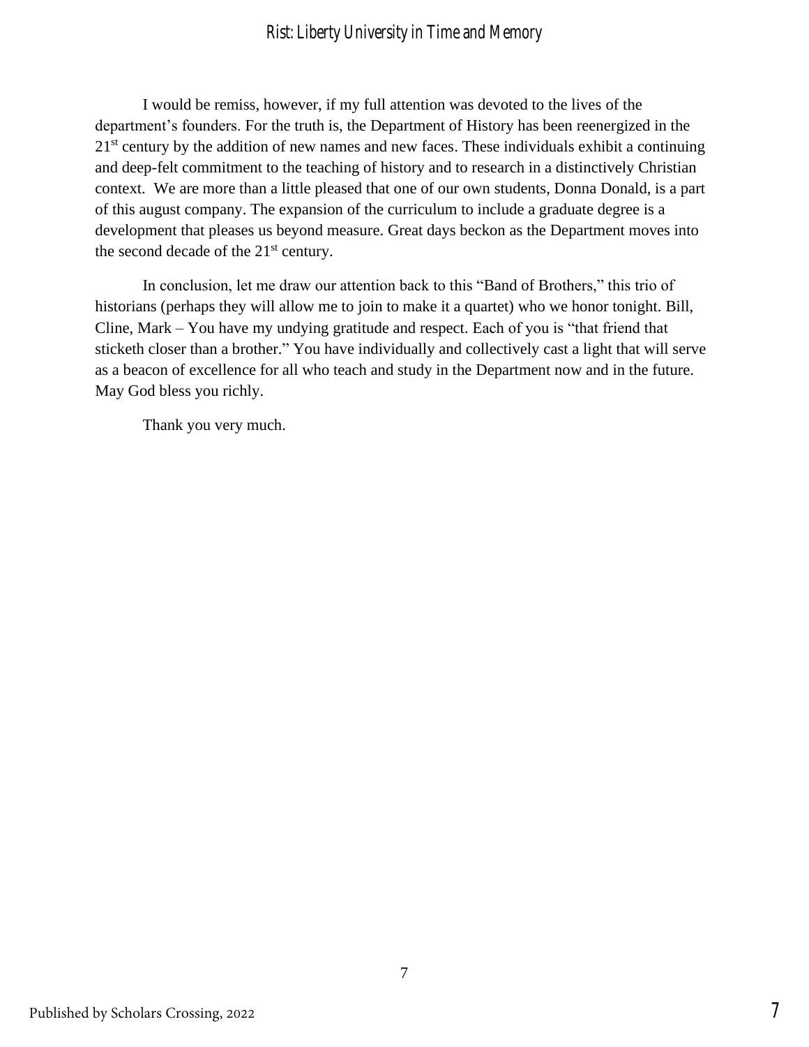I would be remiss, however, if my full attention was devoted to the lives of the department's founders. For the truth is, the Department of History has been reenergized in the 21st century by the addition of new names and new faces. These individuals exhibit a continuing and deep-felt commitment to the teaching of history and to research in a distinctively Christian context. We are more than a little pleased that one of our own students, Donna Donald, is a part of this august company. The expansion of the curriculum to include a graduate degree is a development that pleases us beyond measure. Great days beckon as the Department moves into the second decade of the 21st century.

In conclusion, let me draw our attention back to this "Band of Brothers," this trio of historians (perhaps they will allow me to join to make it a quartet) who we honor tonight. Bill, Cline, Mark – You have my undying gratitude and respect. Each of you is "that friend that sticketh closer than a brother." You have individually and collectively cast a light that will serve as a beacon of excellence for all who teach and study in the Department now and in the future. May God bless you richly.

Thank you very much.